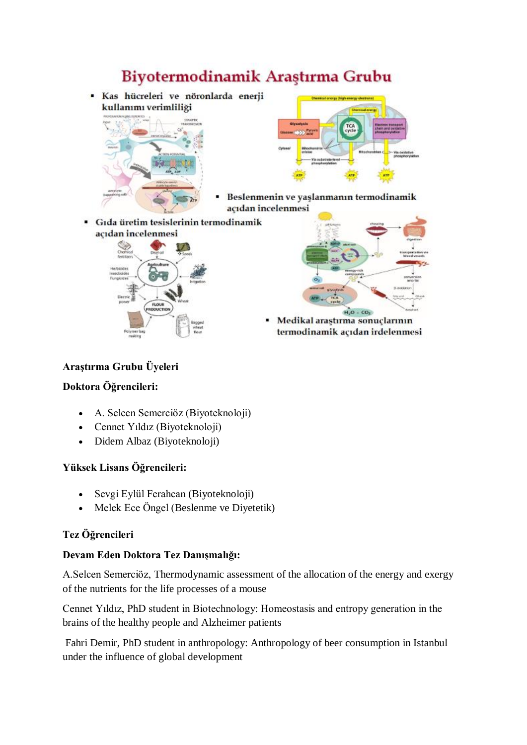# Biyotermodinamik Araştırma Grubu

- Kas hücreleri ve nöronlarda enerji kullanımı verimliliği
- Beslenmenin ve yaşlanmanın termodinamik açıdan incelenmesi
- Gıda üretim tesislerinin termodinamik açıdan incelenmesi
- Medikal araştırma sonuçlarının termodinamik açıdan irdelenmesi

**Araştırma Grubu Üyeleri**

**Doktora Öğrencileri:**

- A. Selcen Semerciöz (Biyoteknoloji)
- Cennet Yıldız (Biyoteknoloji)
- Didem Albaz (Biyoteknoloji)

**Yüksek Lisans Öğrencileri:**

- Sevgi Eylül Ferahcan (Biyoteknoloji)
- Melek Ece Öngel (Beslenme ve Diyetetik)

**Tez Öğrencileri**

**Devam Eden Doktora Tez Danışmalığı:**

A.Selcen Semerciöz, Thermodynamic assessment of the allocation of the energy and exergy of the nutrients for the life processes of a mouse

Cennet Yıldız, PhD student in Biotechnology: Homeostasis and entropy generation in the brains of the healthy people and Alzheimer patients

Fahri Demir, PhD student in anthropology: Anthropology of beer consumption in Istanbul under the influence of global development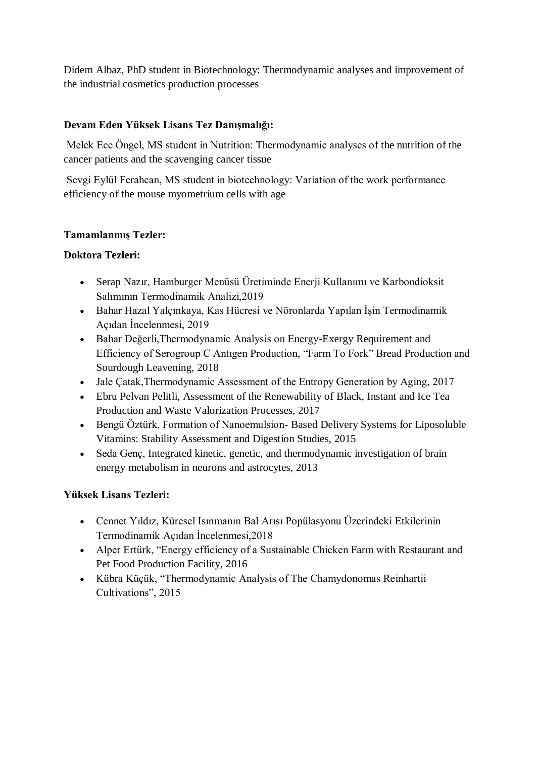Didem Albaz, PhD student in Biotechnology: Thermodynamic analyses and improvement of the industrial cosmetics production processes

**Devam Eden Yüksek Lisans Tez Danışmalığı:**

Melek Ece Öngel, MS student in Nutrition: Thermodynamic analyses of the nutrition of the cancer patients and the scavenging cancer tissue

Sevgi Eylül Ferahcan, MS student in biotechnology: Variation of the work performance efficiency of the mouse myometrium cells with age

**Tamamlanmış Tezler:**

**Doktora Tezleri:**

- Serap Nazır, Hamburger Menüsü Üretiminde Enerji Kullanımı ve Karbondioksit Salımının Termodinamik Analizi,2019
- Bahar Hazal Yalçınkaya, Kas Hücresi ve Nöronlarda Yapılan İşin Termodinamik Açıdan İncelenmesi, 2019
- Bahar Değerli,Thermodynamic Analysis on Energy-Exergy Requirement and Efficiency of Serogroup C Antıgen Production, "Farm To Fork" Bread Production and Sourdough Leavening, 2018
- Jale Çatak,Thermodynamic Assessment of the Entropy Generation by Aging, 2017
- Ebru Pelvan Pelitli, Assessment of the Renewability of Black, Instant and Ice Tea Production and Waste Valorization Processes, 2017
- Bengü Öztürk, Formation of Nanoemulsion- Based Delivery Systems for Liposoluble Vitamins: Stability Assessment and Digestion Studies, 2015
- Seda Genç, Integrated kinetic, genetic, and thermodynamic investigation of brain energy metabolism in neurons and astrocytes, 2013

**Yüksek Lisans Tezleri:**

- Cennet Yıldız, Küresel Isınmanın Bal Arısı Popülasyonu Üzerindeki Etkilerinin Termodinamik Açıdan İncelenmesi,2018
- Alper Ertürk, "Energy efficiency of a Sustainable Chicken Farm with Restaurant and Pet Food Production Facility, 2016
- Kübra Küçük, "Thermodynamic Analysis of The Chamydonomas Reinhartii Cultivations", 2015